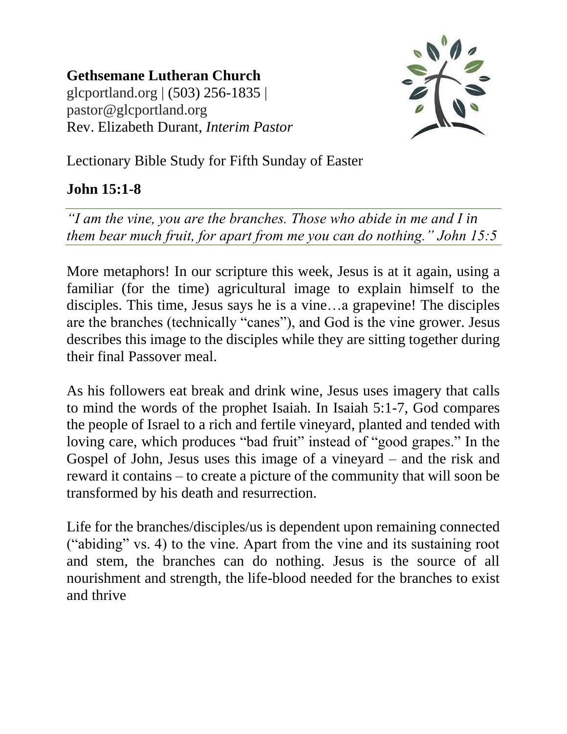**Gethsemane Lutheran Church**
glcportland.org | (503) 256-1835 |
pastor@glcportland.org
Rev. Elizabeth Durant, *Interim Pastor*

Lectionary Bible Study for Fifth Sunday of Easter

**John 15:1-8**

---

*"I am the vine, you are the branches. Those who abide in me and I in them bear much fruit, for apart from me you can do nothing." John 15:5*

---

More metaphors! In our scripture this week, Jesus is at it again, using a familiar (for the time) agricultural image to explain himself to the disciples. This time, Jesus says he is a vine…a grapevine! The disciples are the branches (technically "canes"), and God is the vine grower. Jesus describes this image to the disciples while they are sitting together during their final Passover meal.

As his followers eat break and drink wine, Jesus uses imagery that calls to mind the words of the prophet Isaiah. In Isaiah 5:1-7, God compares the people of Israel to a rich and fertile vineyard, planted and tended with loving care, which produces "bad fruit" instead of "good grapes." In the Gospel of John, Jesus uses this image of a vineyard – and the risk and reward it contains – to create a picture of the community that will soon be transformed by his death and resurrection.

Life for the branches/disciples/us is dependent upon remaining connected ("abiding" vs. 4) to the vine. Apart from the vine and its sustaining root and stem, the branches can do nothing. Jesus is the source of all nourishment and strength, the life-blood needed for the branches to exist and thrive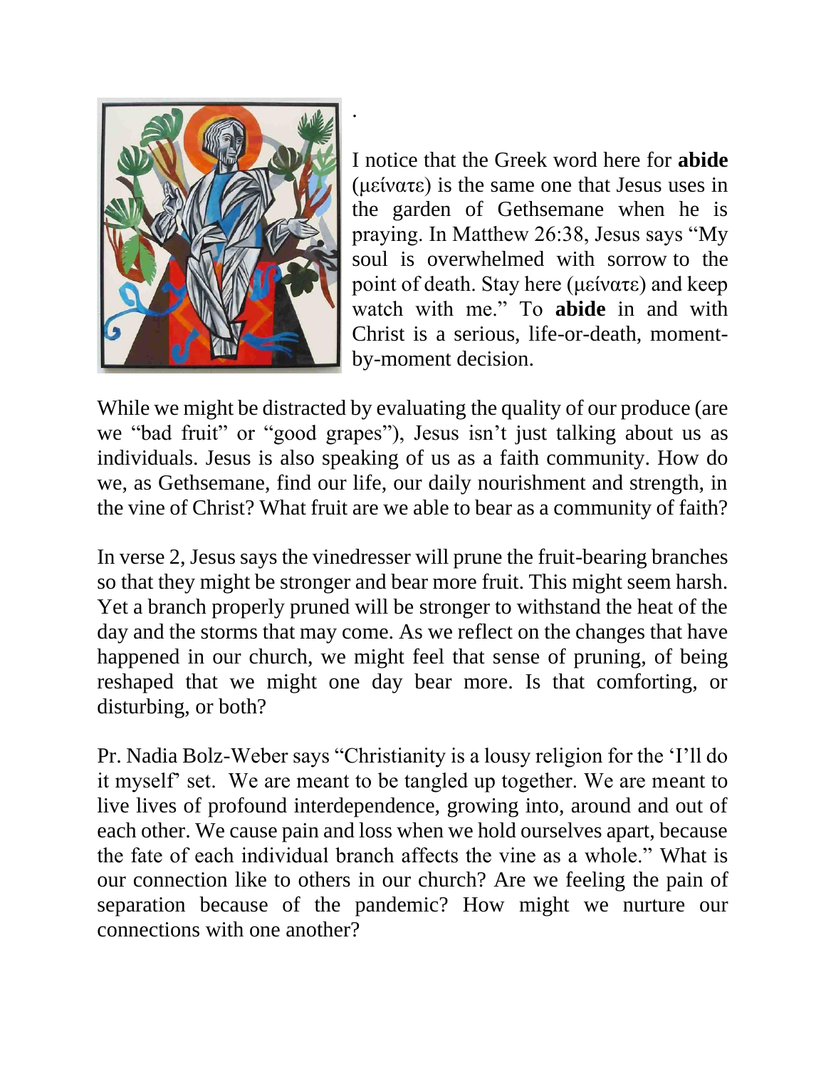.

I notice that the Greek word here for **abide** (μείνατε) is the same one that Jesus uses in the garden of Gethsemane when he is praying. In Matthew 26:38, Jesus says "My soul is overwhelmed with sorrow to the point of death. Stay here (μείνατε) and keep watch with me." To **abide** in and with Christ is a serious, life-or-death, moment-by-moment decision.

While we might be distracted by evaluating the quality of our produce (are we "bad fruit" or "good grapes"), Jesus isn't just talking about us as individuals. Jesus is also speaking of us as a faith community. How do we, as Gethsemane, find our life, our daily nourishment and strength, in the vine of Christ? What fruit are we able to bear as a community of faith?

In verse 2, Jesus says the vinedresser will prune the fruit-bearing branches so that they might be stronger and bear more fruit. This might seem harsh. Yet a branch properly pruned will be stronger to withstand the heat of the day and the storms that may come. As we reflect on the changes that have happened in our church, we might feel that sense of pruning, of being reshaped that we might one day bear more. Is that comforting, or disturbing, or both?

Pr. Nadia Bolz-Weber says "Christianity is a lousy religion for the 'I'll do it myself' set. We are meant to be tangled up together. We are meant to live lives of profound interdependence, growing into, around and out of each other. We cause pain and loss when we hold ourselves apart, because the fate of each individual branch affects the vine as a whole." What is our connection like to others in our church? Are we feeling the pain of separation because of the pandemic? How might we nurture our connections with one another?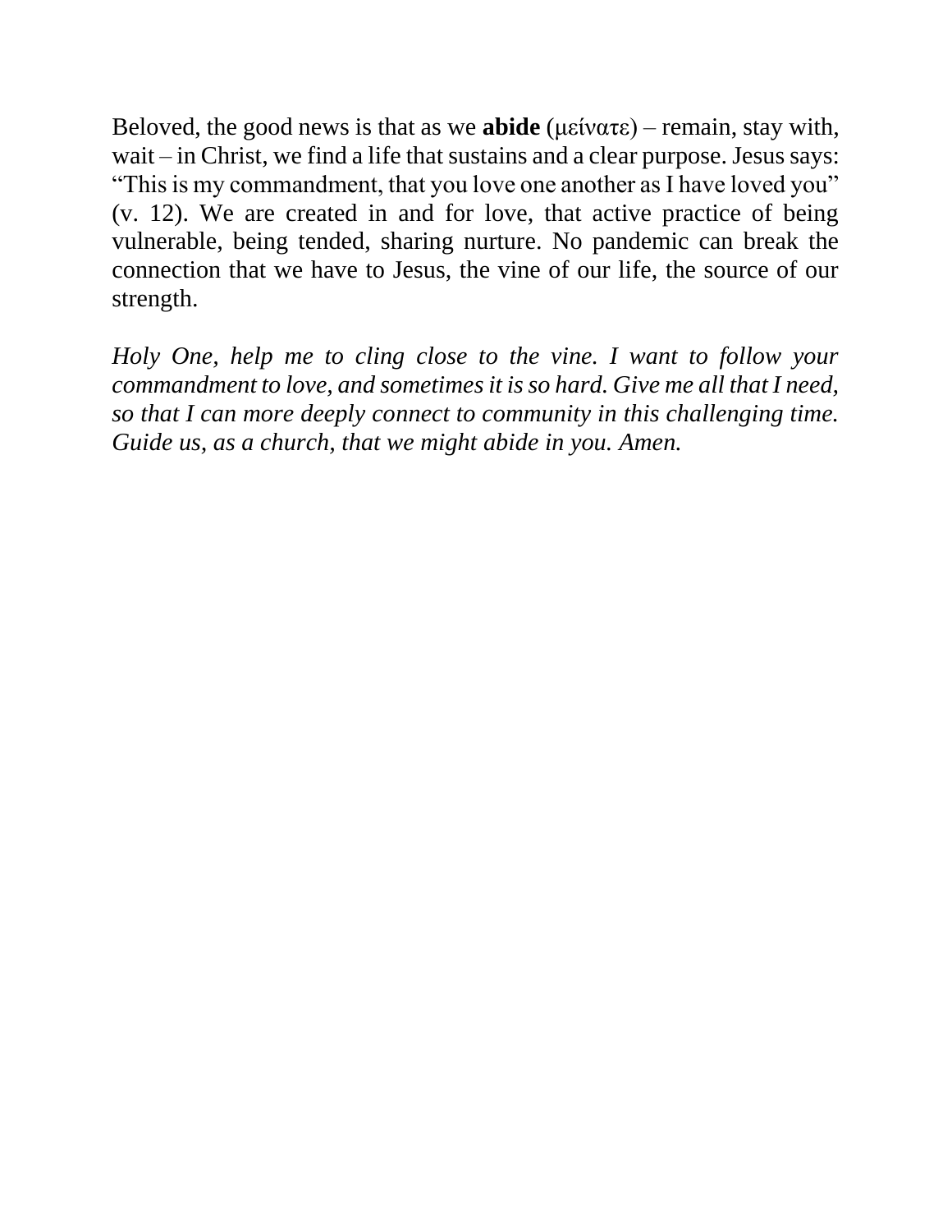Beloved, the good news is that as we **abide** (μείνατε) – remain, stay with, wait – in Christ, we find a life that sustains and a clear purpose. Jesus says: "This is my commandment, that you love one another as I have loved you" (v. 12). We are created in and for love, that active practice of being vulnerable, being tended, sharing nurture. No pandemic can break the connection that we have to Jesus, the vine of our life, the source of our strength.

*Holy One, help me to cling close to the vine. I want to follow your commandment to love, and sometimes it is so hard. Give me all that I need, so that I can more deeply connect to community in this challenging time. Guide us, as a church, that we might abide in you. Amen.*